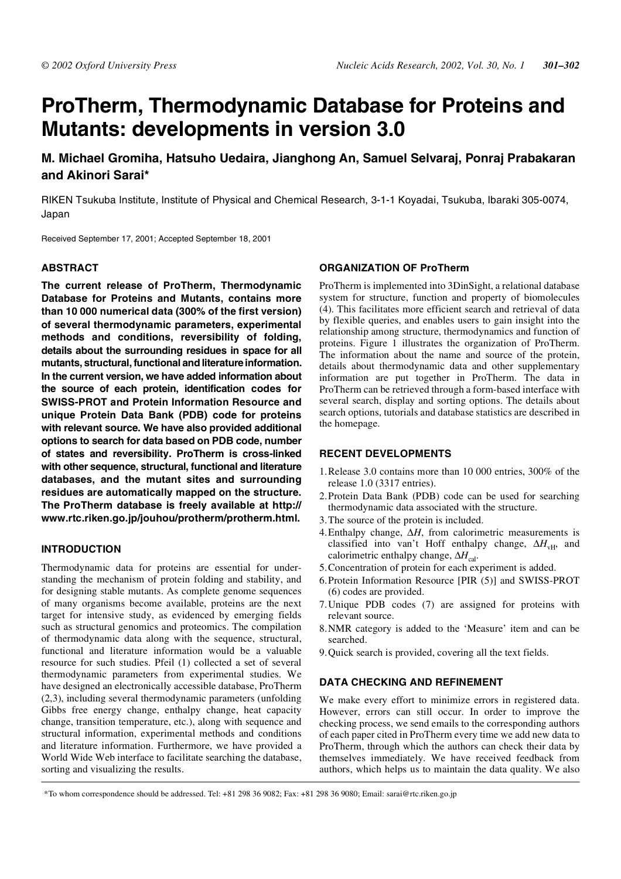# ProTherm, Thermodynamic Database for Proteins and Mutants: developments in version 3.0

**M. Michael Gromiha, Hatsuho Uedaira, Jianghong An, Samuel Selvaraj, Ponraj Prabakaran and Akinori Sarai***

RIKEN Tsukuba Institute, Institute of Physical and Chemical Research, 3-1-1 Koyadai, Tsukuba, Ibaraki 305-0074, Japan

Received September 17, 2001; Accepted September 18, 2001

## ABSTRACT

**The current release of ProTherm, Thermodynamic Database for Proteins and Mutants, contains more than 10 000 numerical data (300% of the first version) of several thermodynamic parameters, experimental methods and conditions, reversibility of folding, details about the surrounding residues in space for all mutants, structural, functional and literature information. In the current version, we have added information about the source of each protein, identification codes for SWISS-PROT and Protein Information Resource and unique Protein Data Bank (PDB) code for proteins with relevant source. We have also provided additional options to search for data based on PDB code, number of states and reversibility. ProTherm is cross-linked with other sequence, structural, functional and literature databases, and the mutant sites and surrounding residues are automatically mapped on the structure. The ProTherm database is freely available at http://www.rtc.riken.go.jp/jouhou/protherm/protherm.html.**

## INTRODUCTION

Thermodynamic data for proteins are essential for understanding the mechanism of protein folding and stability, and for designing stable mutants. As complete genome sequences of many organisms become available, proteins are the next target for intensive study, as evidenced by emerging fields such as structural genomics and proteomics. The compilation of thermodynamic data along with the sequence, structural, functional and literature information would be a valuable resource for such studies. Pfeil (1) collected a set of several thermodynamic parameters from experimental studies. We have designed an electronically accessible database, ProTherm (2,3), including several thermodynamic parameters (unfolding Gibbs free energy change, enthalpy change, heat capacity change, transition temperature, etc.), along with sequence and structural information, experimental methods and conditions and literature information. Furthermore, we have provided a World Wide Web interface to facilitate searching the database, sorting and visualizing the results.

## ORGANIZATION OF ProTherm

ProTherm is implemented into 3DinSight, a relational database system for structure, function and property of biomolecules (4). This facilitates more efficient search and retrieval of data by flexible queries, and enables users to gain insight into the relationship among structure, thermodynamics and function of proteins. Figure 1 illustrates the organization of ProTherm. The information about the name and source of the protein, details about thermodynamic data and other supplementary information are put together in ProTherm. The data in ProTherm can be retrieved through a form-based interface with several search, display and sorting options. The details about search options, tutorials and database statistics are described in the homepage.

## RECENT DEVELOPMENTS

1. Release 3.0 contains more than 10 000 entries, 300% of the release 1.0 (3317 entries).
2. Protein Data Bank (PDB) code can be used for searching thermodynamic data associated with the structure.
3. The source of the protein is included.
4. Enthalpy change, $\Delta H$, from calorimetric measurements is classified into van't Hoff enthalpy change, $\Delta H_{vH}$, and calorimetric enthalpy change, $\Delta H_{cal}$.
5. Concentration of protein for each experiment is added.
6. Protein Information Resource [PIR (5)] and SWISS-PROT (6) codes are provided.
7. Unique PDB codes (7) are assigned for proteins with relevant source.
8. NMR category is added to the 'Measure' item and can be searched.
9. Quick search is provided, covering all the text fields.

## DATA CHECKING AND REFINEMENT

We make every effort to minimize errors in registered data. However, errors can still occur. In order to improve the checking process, we send emails to the corresponding authors of each paper cited in ProTherm every time we add new data to ProTherm, through which the authors can check their data by themselves immediately. We have received feedback from authors, which helps us to maintain the data quality. We also

*To whom correspondence should be addressed. Tel: +81 298 36 9082; Fax: +81 298 36 9080; Email: sarai@rtc.riken.go.jp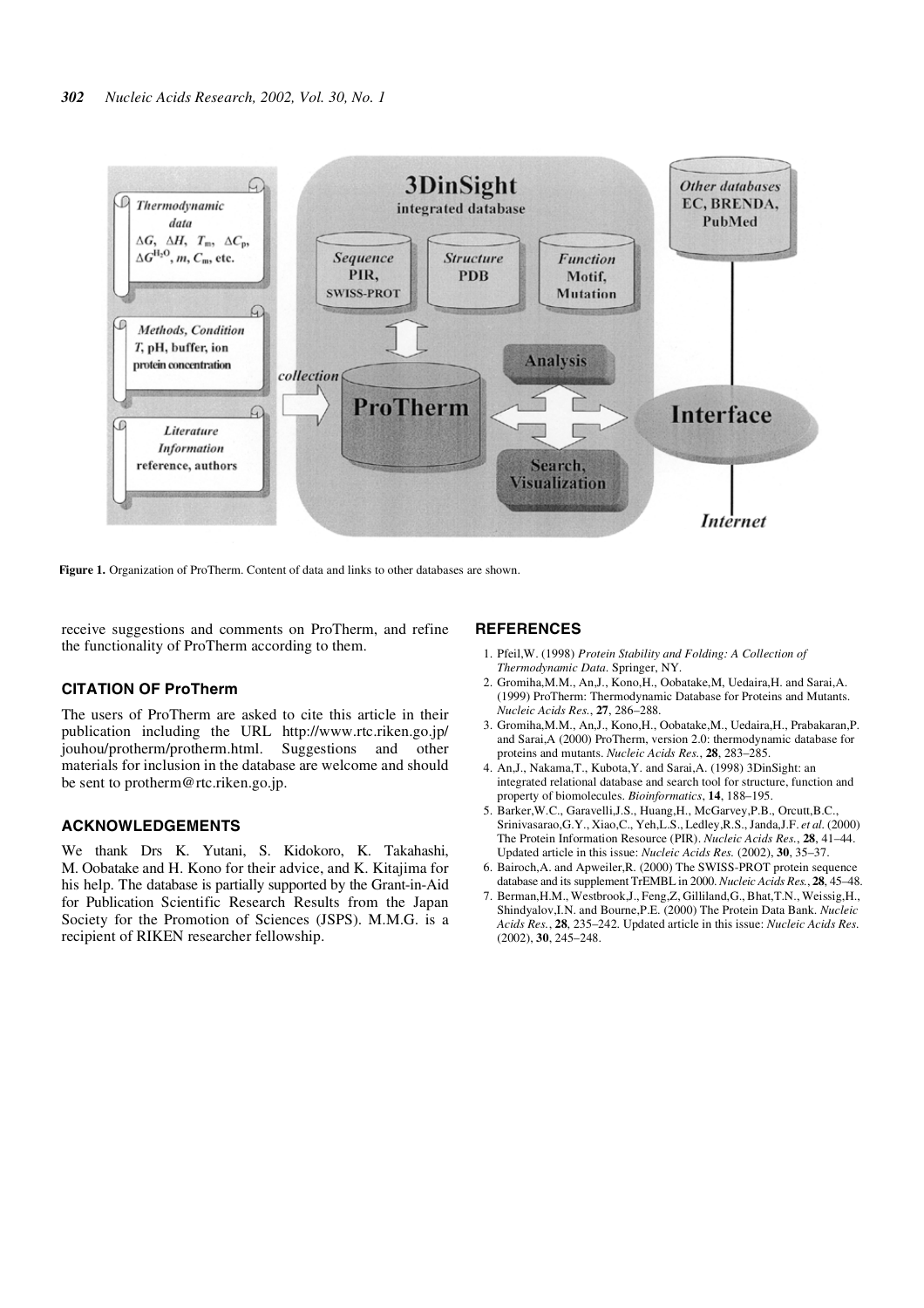Thermodynamic data

$\Delta G$, $\Delta H$, $T_m$, $\Delta C_p$, $\Delta G^{H_2O}$, $m$, $C_m$, etc.

Methods, Condition

$T$, pH, buffer, ion

protein concentration

Literature Information

reference, authors

collection

3DinSight

integrated database

Sequence

PIR, SWISS-PROT

Structure

PDB

Function

Motif, Mutation

ProTherm

Analysis

Search, Visualization

Other databases

EC, BRENDA, PubMed

Interface

Internet

**Figure 1.** Organization of ProTherm. Content of data and links to other databases are shown.

receive suggestions and comments on ProTherm, and refine the functionality of ProTherm according to them.

## CITATION OF ProTherm

The users of ProTherm are asked to cite this article in their publication including the URL http://www.rtc.riken.go.jp/jouhou/protherm/protherm.html. Suggestions and other materials for inclusion in the database are welcome and should be sent to protherm@rtc.riken.go.jp.

## ACKNOWLEDGEMENTS

We thank Drs K. Yutani, S. Kidokoro, K. Takahashi, M. Oobatake and H. Kono for their advice, and K. Kitajima for his help. The database is partially supported by the Grant-in-Aid for Publication Scientific Research Results from the Japan Society for the Promotion of Sciences (JSPS). M.M.G. is a recipient of RIKEN researcher fellowship.

## REFERENCES

1. Pfeil,W. (1998) *Protein Stability and Folding: A Collection of Thermodynamic Data*. Springer, NY.
2. Gromiha,M.M., An,J., Kono,H., Oobatake,M, Uedaira,H. and Sarai,A. (1999) ProTherm: Thermodynamic Database for Proteins and Mutants. *Nucleic Acids Res.*, **27**, 286–288.
3. Gromiha,M.M., An,J., Kono,H., Oobatake,M., Uedaira,H., Prabakaran,P. and Sarai,A (2000) ProTherm, version 2.0: thermodynamic database for proteins and mutants. *Nucleic Acids Res.*, **28**, 283–285.
4. An,J., Nakama,T., Kubota,Y. and Sarai,A. (1998) 3DinSight: an integrated relational database and search tool for structure, function and property of biomolecules. *Bioinformatics*, **14**, 188–195.
5. Barker,W.C., Garavelli,J.S., Huang,H., McGarvey,P.B., Orcutt,B.C., Srinivasarao,G.Y., Xiao,C., Yeh,L.S., Ledley,R.S., Janda,J.F. *et al.* (2000) The Protein Information Resource (PIR). *Nucleic Acids Res.*, **28**, 41–44. Updated article in this issue: *Nucleic Acids Res.* (2002), **30**, 35–37.
6. Bairoch,A. and Apweiler,R. (2000) The SWISS-PROT protein sequence database and its supplement TrEMBL in 2000. *Nucleic Acids Res.*, **28**, 45–48.
7. Berman,H.M., Westbrook,J., Feng,Z, Gilliland,G., Bhat,T.N., Weissig,H., Shindyalov,I.N. and Bourne,P.E. (2000) The Protein Data Bank. *Nucleic Acids Res.*, **28**, 235–242. Updated article in this issue: *Nucleic Acids Res.* (2002), **30**, 245–248.